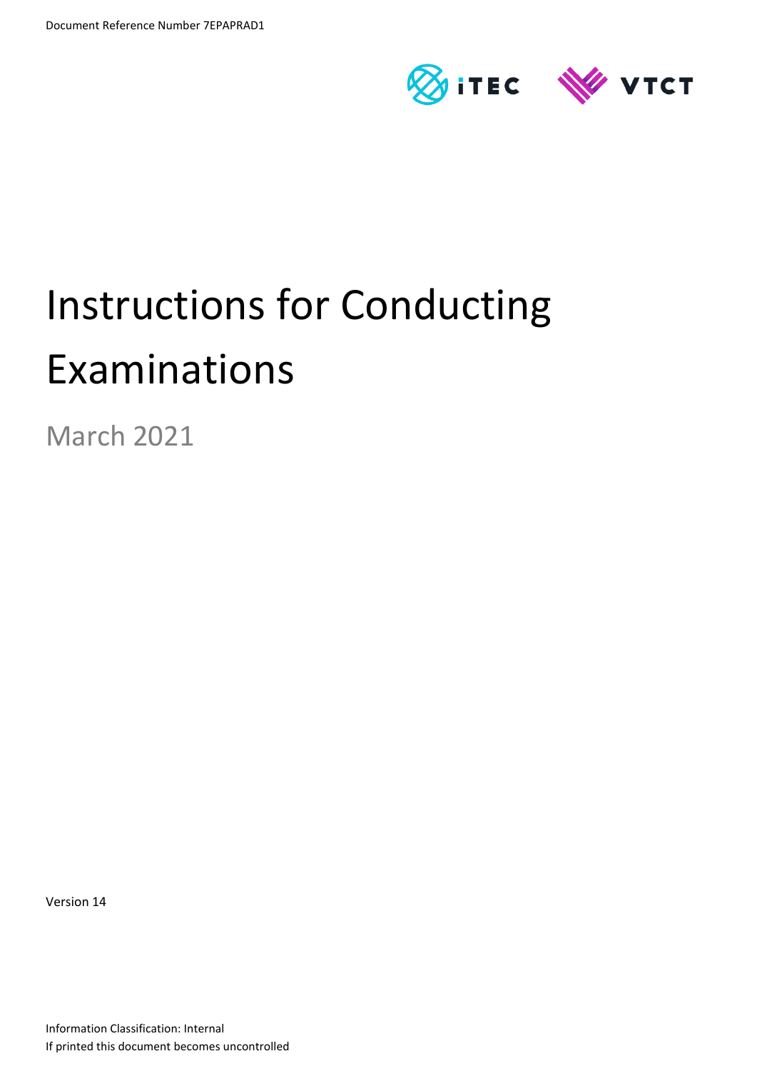Document Reference Number 7EPAPRAD1

# Instructions for Conducting Examinations

March 2021

Version 14

Information Classification: Internal

If printed this document becomes uncontrolled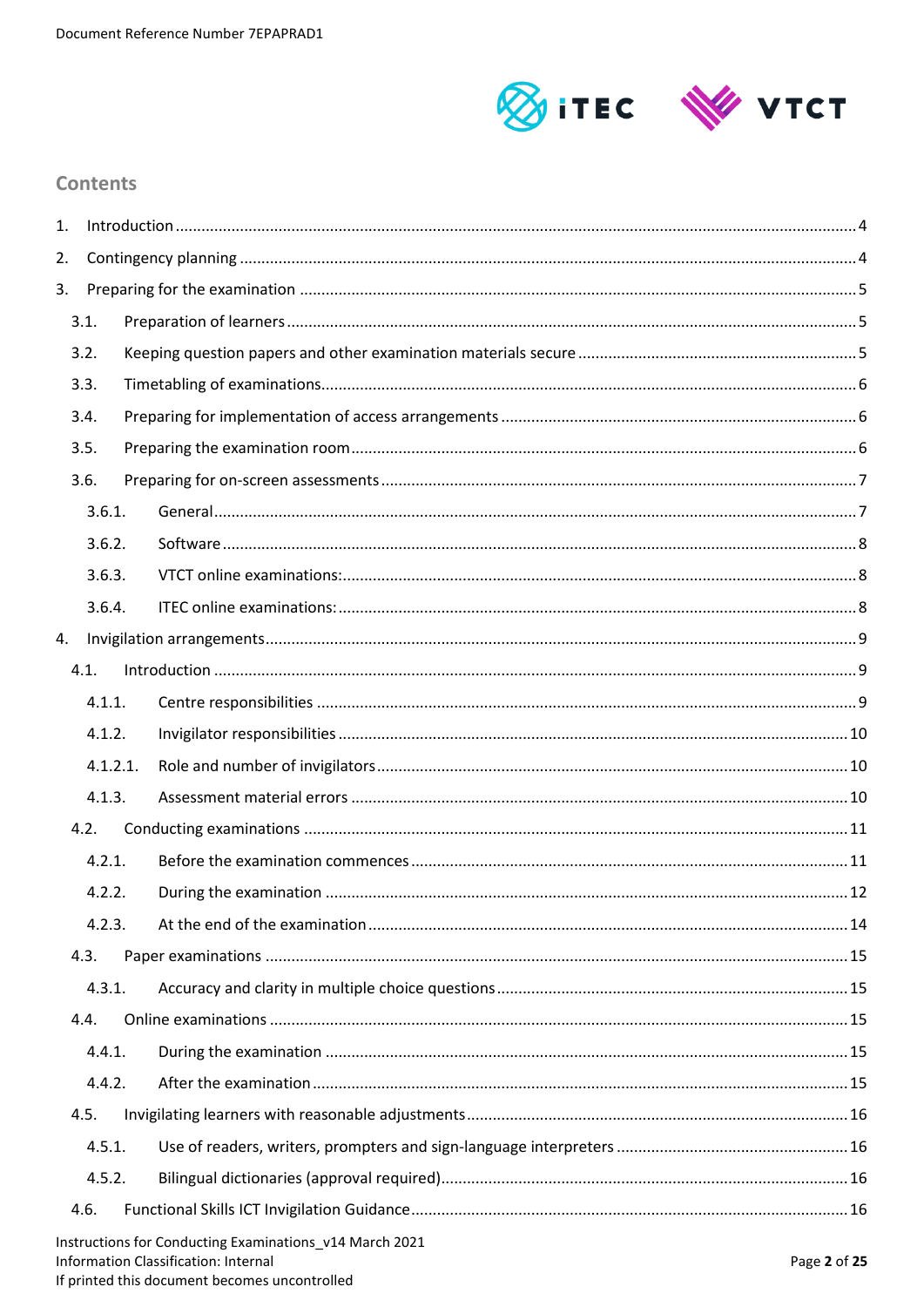## Contents

1. Introduction ..... 4
2. Contingency planning ..... 4
3. Preparing for the examination ..... 5
   - 3.1. Preparation of learners ..... 5
   - 3.2. Keeping question papers and other examination materials secure ..... 5
   - 3.3. Timetabling of examinations ..... 6
   - 3.4. Preparing for implementation of access arrangements ..... 6
   - 3.5. Preparing the examination room ..... 6
   - 3.6. Preparing for on-screen assessments ..... 7
     - 3.6.1. General ..... 7
     - 3.6.2. Software ..... 8
     - 3.6.3. VTCT online examinations: ..... 8
     - 3.6.4. ITEC online examinations: ..... 8
4. Invigilation arrangements ..... 9
   - 4.1. Introduction ..... 9
     - 4.1.1. Centre responsibilities ..... 9
     - 4.1.2. Invigilator responsibilities ..... 10
     - 4.1.2.1. Role and number of invigilators ..... 10
     - 4.1.3. Assessment material errors ..... 10
   - 4.2. Conducting examinations ..... 11
     - 4.2.1. Before the examination commences ..... 11
     - 4.2.2. During the examination ..... 12
     - 4.2.3. At the end of the examination ..... 14
   - 4.3. Paper examinations ..... 15
     - 4.3.1. Accuracy and clarity in multiple choice questions ..... 15
   - 4.4. Online examinations ..... 15
     - 4.4.1. During the examination ..... 15
     - 4.4.2. After the examination ..... 15
   - 4.5. Invigilating learners with reasonable adjustments ..... 16
     - 4.5.1. Use of readers, writers, prompters and sign-language interpreters ..... 16
     - 4.5.2. Bilingual dictionaries (approval required) ..... 16
   - 4.6. Functional Skills ICT Invigilation Guidance ..... 16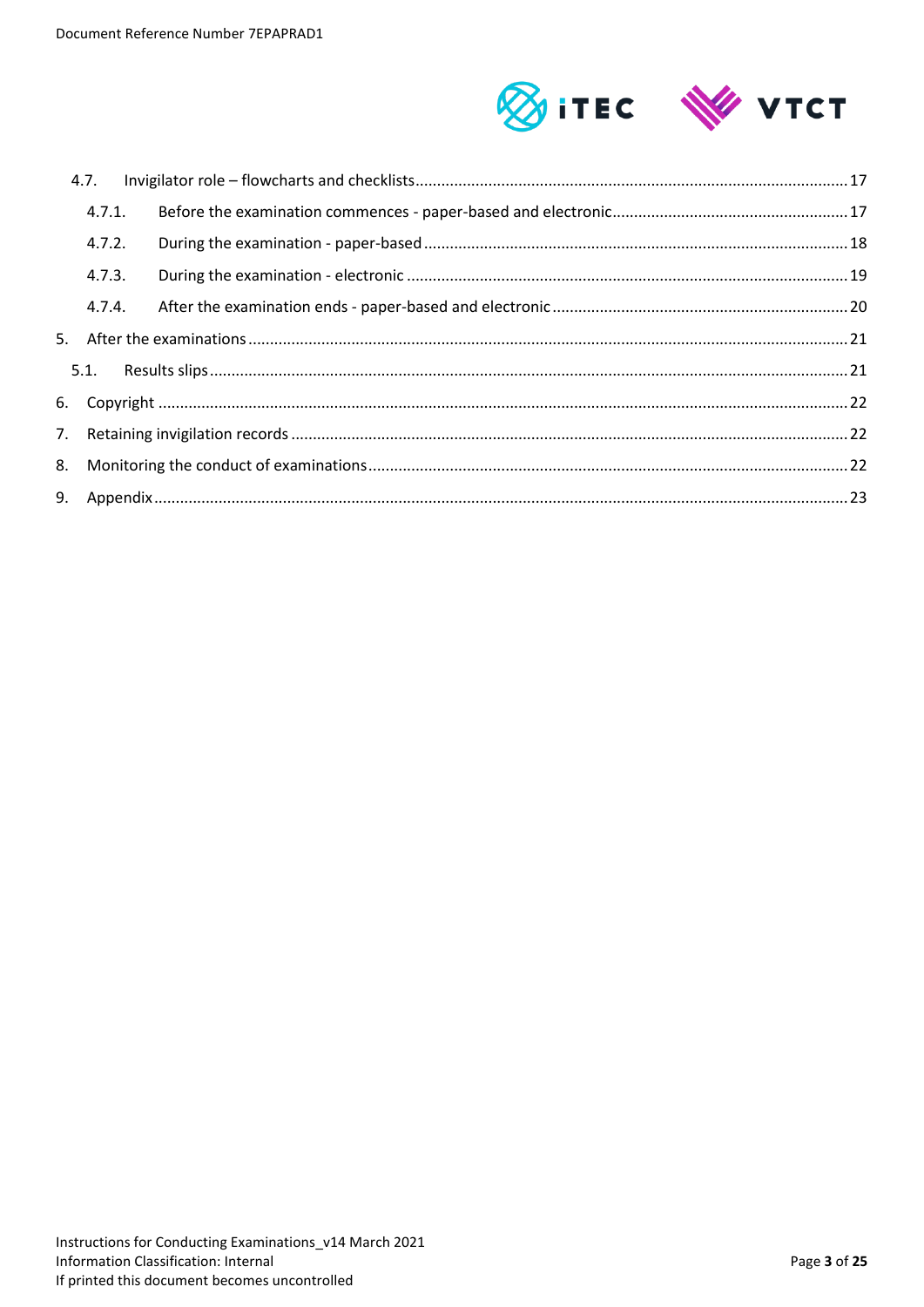- 4.7. Invigilator role – flowcharts and checklists ..... 17
  - 4.7.1. Before the examination commences - paper-based and electronic ..... 17
  - 4.7.2. During the examination - paper-based ..... 18
  - 4.7.3. During the examination - electronic ..... 19
  - 4.7.4. After the examination ends - paper-based and electronic ..... 20
- 5. After the examinations ..... 21
  - 5.1. Results slips ..... 21
- 6. Copyright ..... 22
- 7. Retaining invigilation records ..... 22
- 8. Monitoring the conduct of examinations ..... 22
- 9. Appendix ..... 23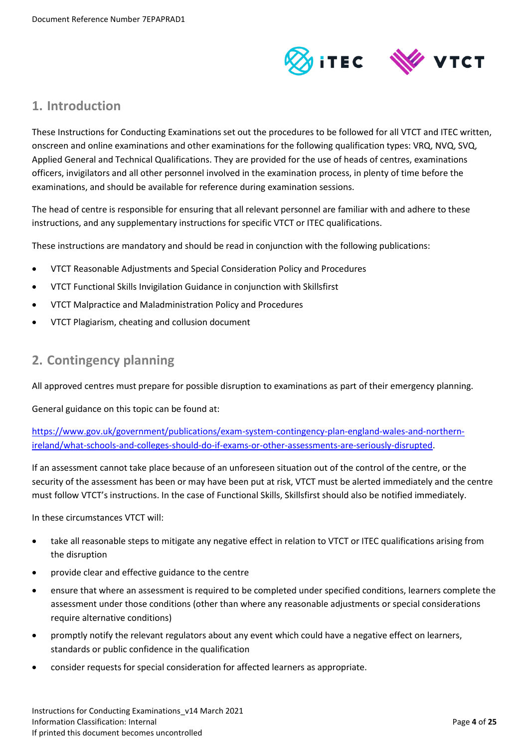## 1. Introduction

These Instructions for Conducting Examinations set out the procedures to be followed for all VTCT and ITEC written, onscreen and online examinations and other examinations for the following qualification types: VRQ, NVQ, SVQ, Applied General and Technical Qualifications. They are provided for the use of heads of centres, examinations officers, invigilators and all other personnel involved in the examination process, in plenty of time before the examinations, and should be available for reference during examination sessions.

The head of centre is responsible for ensuring that all relevant personnel are familiar with and adhere to these instructions, and any supplementary instructions for specific VTCT or ITEC qualifications.

These instructions are mandatory and should be read in conjunction with the following publications:

- VTCT Reasonable Adjustments and Special Consideration Policy and Procedures
- VTCT Functional Skills Invigilation Guidance in conjunction with Skillsfirst
- VTCT Malpractice and Maladministration Policy and Procedures
- VTCT Plagiarism, cheating and collusion document

## 2. Contingency planning

All approved centres must prepare for possible disruption to examinations as part of their emergency planning.

General guidance on this topic can be found at:

https://www.gov.uk/government/publications/exam-system-contingency-plan-england-wales-and-northern-ireland/what-schools-and-colleges-should-do-if-exams-or-other-assessments-are-seriously-disrupted.

If an assessment cannot take place because of an unforeseen situation out of the control of the centre, or the security of the assessment has been or may have been put at risk, VTCT must be alerted immediately and the centre must follow VTCT's instructions. In the case of Functional Skills, Skillsfirst should also be notified immediately.

In these circumstances VTCT will:

- take all reasonable steps to mitigate any negative effect in relation to VTCT or ITEC qualifications arising from the disruption
- provide clear and effective guidance to the centre
- ensure that where an assessment is required to be completed under specified conditions, learners complete the assessment under those conditions (other than where any reasonable adjustments or special considerations require alternative conditions)
- promptly notify the relevant regulators about any event which could have a negative effect on learners, standards or public confidence in the qualification
- consider requests for special consideration for affected learners as appropriate.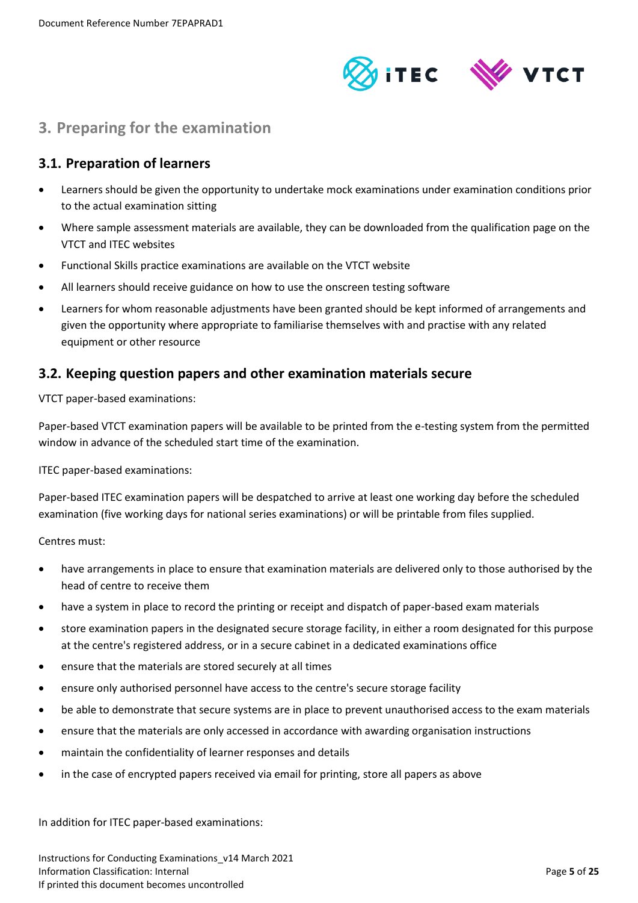## 3. Preparing for the examination

### 3.1. Preparation of learners

- Learners should be given the opportunity to undertake mock examinations under examination conditions prior to the actual examination sitting
- Where sample assessment materials are available, they can be downloaded from the qualification page on the VTCT and ITEC websites
- Functional Skills practice examinations are available on the VTCT website
- All learners should receive guidance on how to use the onscreen testing software
- Learners for whom reasonable adjustments have been granted should be kept informed of arrangements and given the opportunity where appropriate to familiarise themselves with and practise with any related equipment or other resource

### 3.2. Keeping question papers and other examination materials secure

VTCT paper-based examinations:

Paper-based VTCT examination papers will be available to be printed from the e-testing system from the permitted window in advance of the scheduled start time of the examination.

ITEC paper-based examinations:

Paper-based ITEC examination papers will be despatched to arrive at least one working day before the scheduled examination (five working days for national series examinations) or will be printable from files supplied.

Centres must:

- have arrangements in place to ensure that examination materials are delivered only to those authorised by the head of centre to receive them
- have a system in place to record the printing or receipt and dispatch of paper-based exam materials
- store examination papers in the designated secure storage facility, in either a room designated for this purpose at the centre's registered address, or in a secure cabinet in a dedicated examinations office
- ensure that the materials are stored securely at all times
- ensure only authorised personnel have access to the centre's secure storage facility
- be able to demonstrate that secure systems are in place to prevent unauthorised access to the exam materials
- ensure that the materials are only accessed in accordance with awarding organisation instructions
- maintain the confidentiality of learner responses and details
- in the case of encrypted papers received via email for printing, store all papers as above

In addition for ITEC paper-based examinations: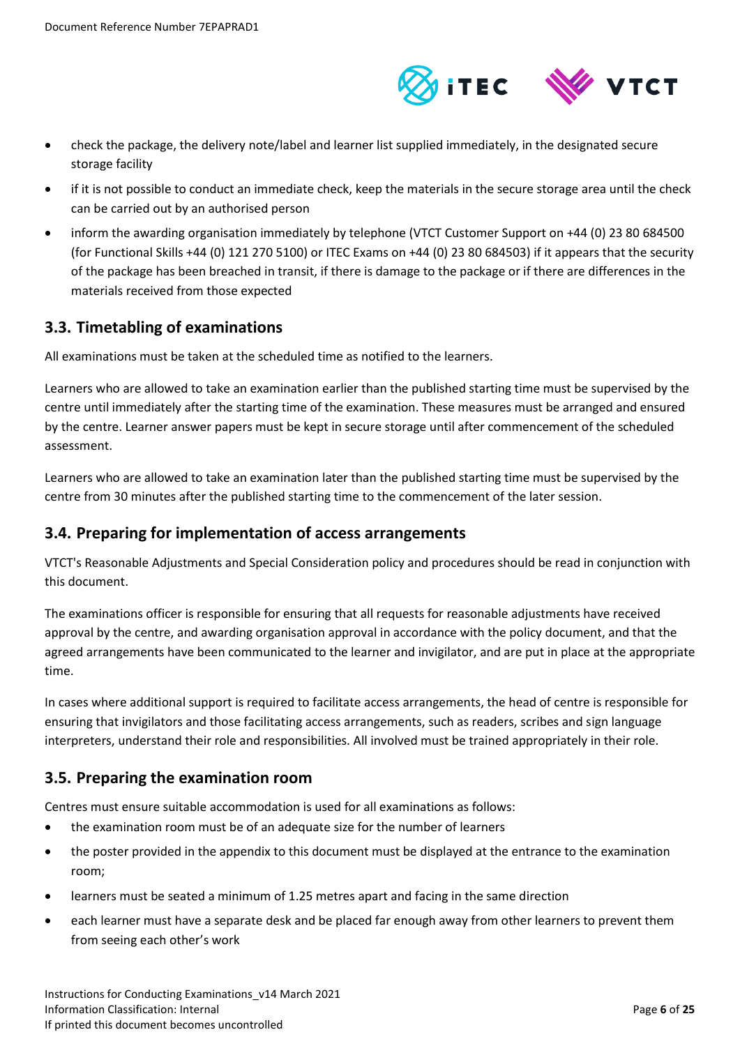- check the package, the delivery note/label and learner list supplied immediately, in the designated secure storage facility
- if it is not possible to conduct an immediate check, keep the materials in the secure storage area until the check can be carried out by an authorised person
- inform the awarding organisation immediately by telephone (VTCT Customer Support on +44 (0) 23 80 684500 (for Functional Skills +44 (0) 121 270 5100) or ITEC Exams on +44 (0) 23 80 684503) if it appears that the security of the package has been breached in transit, if there is damage to the package or if there are differences in the materials received from those expected

## 3.3. Timetabling of examinations

All examinations must be taken at the scheduled time as notified to the learners.

Learners who are allowed to take an examination earlier than the published starting time must be supervised by the centre until immediately after the starting time of the examination. These measures must be arranged and ensured by the centre. Learner answer papers must be kept in secure storage until after commencement of the scheduled assessment.

Learners who are allowed to take an examination later than the published starting time must be supervised by the centre from 30 minutes after the published starting time to the commencement of the later session.

## 3.4. Preparing for implementation of access arrangements

VTCT's Reasonable Adjustments and Special Consideration policy and procedures should be read in conjunction with this document.

The examinations officer is responsible for ensuring that all requests for reasonable adjustments have received approval by the centre, and awarding organisation approval in accordance with the policy document, and that the agreed arrangements have been communicated to the learner and invigilator, and are put in place at the appropriate time.

In cases where additional support is required to facilitate access arrangements, the head of centre is responsible for ensuring that invigilators and those facilitating access arrangements, such as readers, scribes and sign language interpreters, understand their role and responsibilities. All involved must be trained appropriately in their role.

## 3.5. Preparing the examination room

Centres must ensure suitable accommodation is used for all examinations as follows:

- the examination room must be of an adequate size for the number of learners
- the poster provided in the appendix to this document must be displayed at the entrance to the examination room;
- learners must be seated a minimum of 1.25 metres apart and facing in the same direction
- each learner must have a separate desk and be placed far enough away from other learners to prevent them from seeing each other's work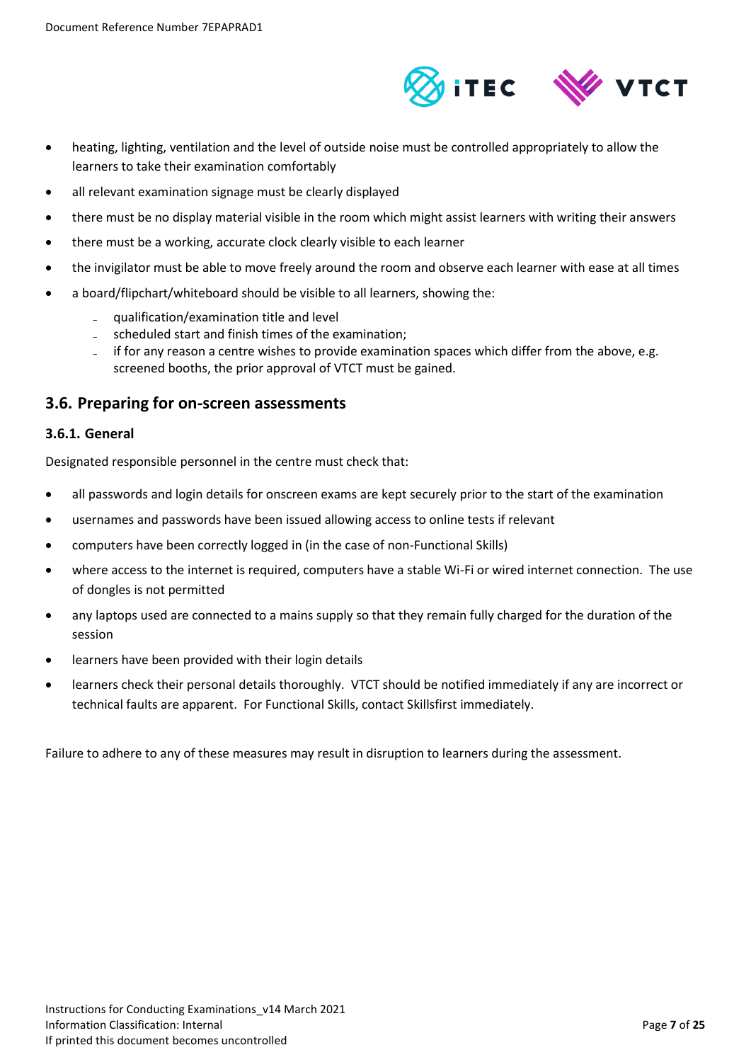- heating, lighting, ventilation and the level of outside noise must be controlled appropriately to allow the learners to take their examination comfortably
- all relevant examination signage must be clearly displayed
- there must be no display material visible in the room which might assist learners with writing their answers
- there must be a working, accurate clock clearly visible to each learner
- the invigilator must be able to move freely around the room and observe each learner with ease at all times
- a board/flipchart/whiteboard should be visible to all learners, showing the:
  - qualification/examination title and level
  - scheduled start and finish times of the examination;
  - if for any reason a centre wishes to provide examination spaces which differ from the above, e.g. screened booths, the prior approval of VTCT must be gained.

## 3.6. Preparing for on-screen assessments

### 3.6.1. General

Designated responsible personnel in the centre must check that:

- all passwords and login details for onscreen exams are kept securely prior to the start of the examination
- usernames and passwords have been issued allowing access to online tests if relevant
- computers have been correctly logged in (in the case of non-Functional Skills)
- where access to the internet is required, computers have a stable Wi-Fi or wired internet connection. The use of dongles is not permitted
- any laptops used are connected to a mains supply so that they remain fully charged for the duration of the session
- learners have been provided with their login details
- learners check their personal details thoroughly. VTCT should be notified immediately if any are incorrect or technical faults are apparent. For Functional Skills, contact Skillsfirst immediately.

Failure to adhere to any of these measures may result in disruption to learners during the assessment.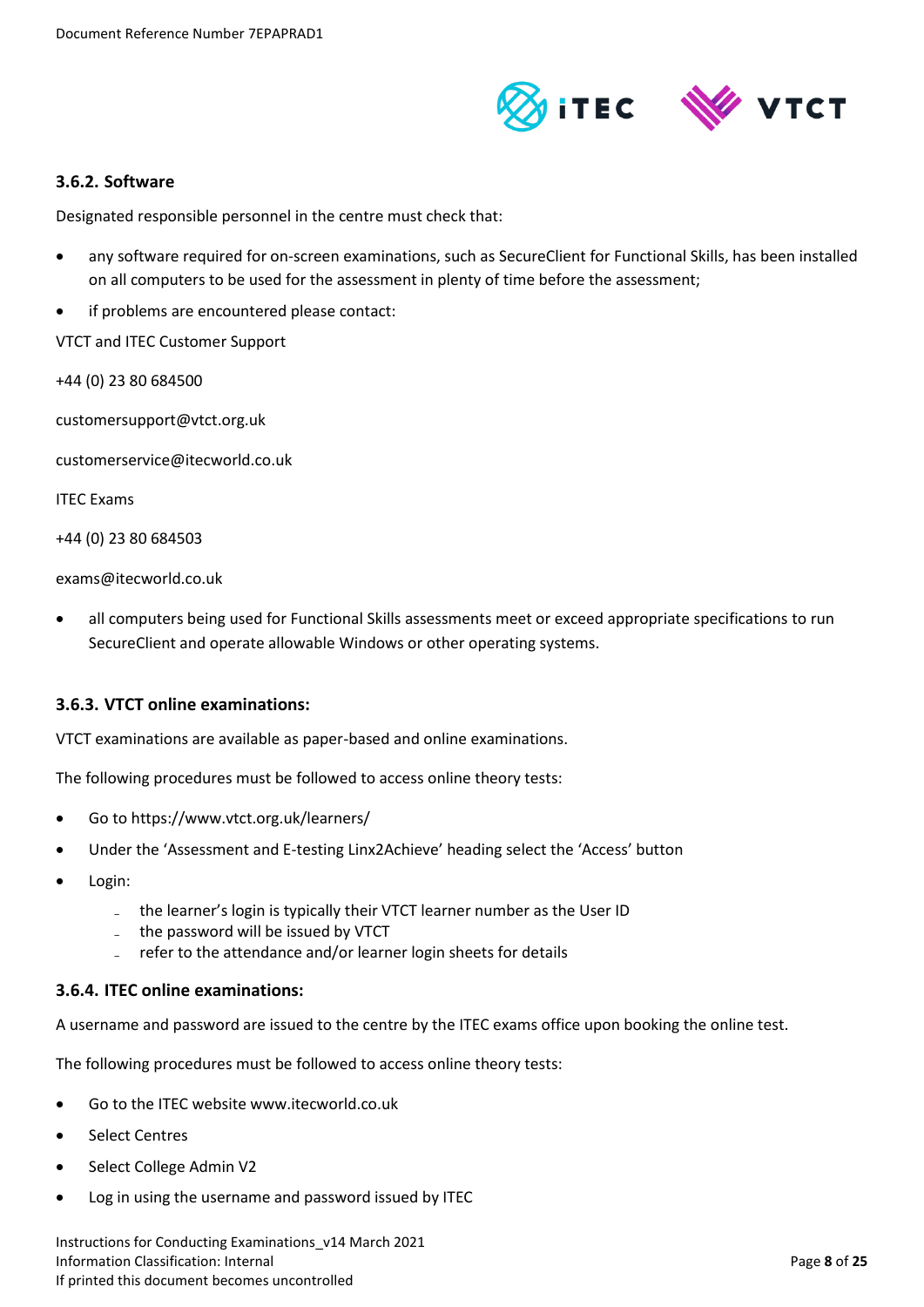### 3.6.2. Software

Designated responsible personnel in the centre must check that:

- any software required for on-screen examinations, such as SecureClient for Functional Skills, has been installed on all computers to be used for the assessment in plenty of time before the assessment;
- if problems are encountered please contact:

VTCT and ITEC Customer Support

+44 (0) 23 80 684500

customersupport@vtct.org.uk

customerservice@itecworld.co.uk

ITEC Exams

+44 (0) 23 80 684503

exams@itecworld.co.uk

- all computers being used for Functional Skills assessments meet or exceed appropriate specifications to run SecureClient and operate allowable Windows or other operating systems.

### 3.6.3. VTCT online examinations:

VTCT examinations are available as paper-based and online examinations.

The following procedures must be followed to access online theory tests:

- Go to https://www.vtct.org.uk/learners/
- Under the 'Assessment and E-testing Linx2Achieve' heading select the 'Access' button
- Login:
  - the learner's login is typically their VTCT learner number as the User ID
  - the password will be issued by VTCT
  - refer to the attendance and/or learner login sheets for details

### 3.6.4. ITEC online examinations:

A username and password are issued to the centre by the ITEC exams office upon booking the online test.

The following procedures must be followed to access online theory tests:

- Go to the ITEC website www.itecworld.co.uk
- Select Centres
- Select College Admin V2
- Log in using the username and password issued by ITEC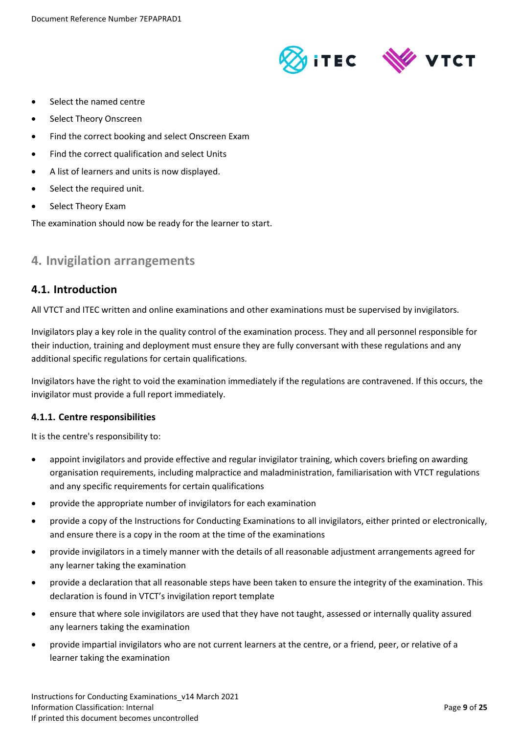- Select the named centre
- Select Theory Onscreen
- Find the correct booking and select Onscreen Exam
- Find the correct qualification and select Units
- A list of learners and units is now displayed.
- Select the required unit.
- Select Theory Exam

The examination should now be ready for the learner to start.

# 4. Invigilation arrangements

## 4.1. Introduction

All VTCT and ITEC written and online examinations and other examinations must be supervised by invigilators.

Invigilators play a key role in the quality control of the examination process. They and all personnel responsible for their induction, training and deployment must ensure they are fully conversant with these regulations and any additional specific regulations for certain qualifications.

Invigilators have the right to void the examination immediately if the regulations are contravened. If this occurs, the invigilator must provide a full report immediately.

### 4.1.1. Centre responsibilities

It is the centre's responsibility to:

- appoint invigilators and provide effective and regular invigilator training, which covers briefing on awarding organisation requirements, including malpractice and maladministration, familiarisation with VTCT regulations and any specific requirements for certain qualifications
- provide the appropriate number of invigilators for each examination
- provide a copy of the Instructions for Conducting Examinations to all invigilators, either printed or electronically, and ensure there is a copy in the room at the time of the examinations
- provide invigilators in a timely manner with the details of all reasonable adjustment arrangements agreed for any learner taking the examination
- provide a declaration that all reasonable steps have been taken to ensure the integrity of the examination. This declaration is found in VTCT's invigilation report template
- ensure that where sole invigilators are used that they have not taught, assessed or internally quality assured any learners taking the examination
- provide impartial invigilators who are not current learners at the centre, or a friend, peer, or relative of a learner taking the examination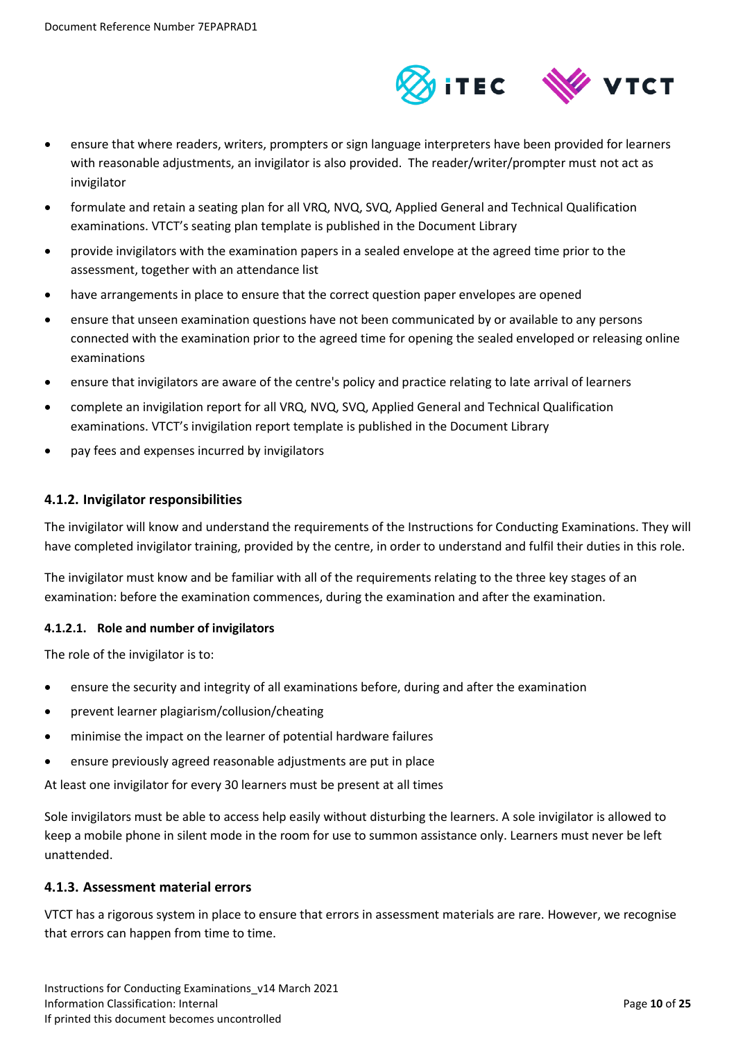- ensure that where readers, writers, prompters or sign language interpreters have been provided for learners with reasonable adjustments, an invigilator is also provided. The reader/writer/prompter must not act as invigilator
- formulate and retain a seating plan for all VRQ, NVQ, SVQ, Applied General and Technical Qualification examinations. VTCT's seating plan template is published in the Document Library
- provide invigilators with the examination papers in a sealed envelope at the agreed time prior to the assessment, together with an attendance list
- have arrangements in place to ensure that the correct question paper envelopes are opened
- ensure that unseen examination questions have not been communicated by or available to any persons connected with the examination prior to the agreed time for opening the sealed enveloped or releasing online examinations
- ensure that invigilators are aware of the centre's policy and practice relating to late arrival of learners
- complete an invigilation report for all VRQ, NVQ, SVQ, Applied General and Technical Qualification examinations. VTCT's invigilation report template is published in the Document Library
- pay fees and expenses incurred by invigilators

### 4.1.2. Invigilator responsibilities

The invigilator will know and understand the requirements of the Instructions for Conducting Examinations. They will have completed invigilator training, provided by the centre, in order to understand and fulfil their duties in this role.

The invigilator must know and be familiar with all of the requirements relating to the three key stages of an examination: before the examination commences, during the examination and after the examination.

#### 4.1.2.1. Role and number of invigilators

The role of the invigilator is to:

- ensure the security and integrity of all examinations before, during and after the examination
- prevent learner plagiarism/collusion/cheating
- minimise the impact on the learner of potential hardware failures
- ensure previously agreed reasonable adjustments are put in place

At least one invigilator for every 30 learners must be present at all times

Sole invigilators must be able to access help easily without disturbing the learners. A sole invigilator is allowed to keep a mobile phone in silent mode in the room for use to summon assistance only. Learners must never be left unattended.

### 4.1.3. Assessment material errors

VTCT has a rigorous system in place to ensure that errors in assessment materials are rare. However, we recognise that errors can happen from time to time.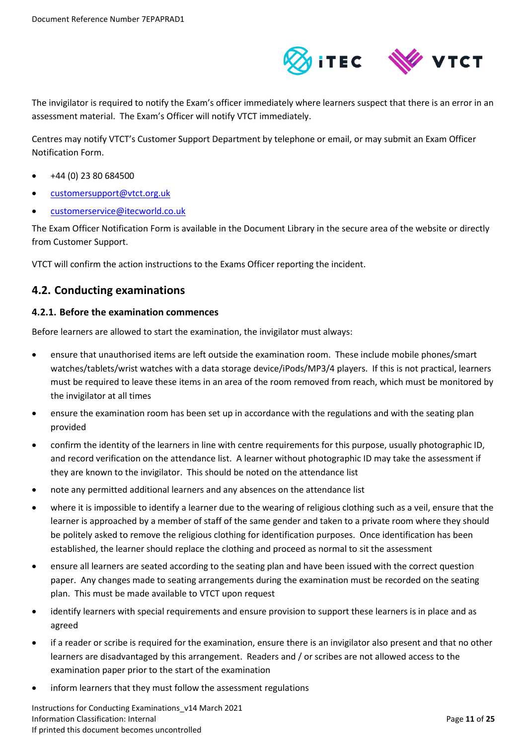The invigilator is required to notify the Exam's officer immediately where learners suspect that there is an error in an assessment material. The Exam's Officer will notify VTCT immediately.

Centres may notify VTCT's Customer Support Department by telephone or email, or may submit an Exam Officer Notification Form.

- +44 (0) 23 80 684500
- customersupport@vtct.org.uk
- customerservice@itecworld.co.uk

The Exam Officer Notification Form is available in the Document Library in the secure area of the website or directly from Customer Support.

VTCT will confirm the action instructions to the Exams Officer reporting the incident.

## 4.2. Conducting examinations

### 4.2.1. Before the examination commences

Before learners are allowed to start the examination, the invigilator must always:

- ensure that unauthorised items are left outside the examination room. These include mobile phones/smart watches/tablets/wrist watches with a data storage device/iPods/MP3/4 players. If this is not practical, learners must be required to leave these items in an area of the room removed from reach, which must be monitored by the invigilator at all times
- ensure the examination room has been set up in accordance with the regulations and with the seating plan provided
- confirm the identity of the learners in line with centre requirements for this purpose, usually photographic ID, and record verification on the attendance list. A learner without photographic ID may take the assessment if they are known to the invigilator. This should be noted on the attendance list
- note any permitted additional learners and any absences on the attendance list
- where it is impossible to identify a learner due to the wearing of religious clothing such as a veil, ensure that the learner is approached by a member of staff of the same gender and taken to a private room where they should be politely asked to remove the religious clothing for identification purposes. Once identification has been established, the learner should replace the clothing and proceed as normal to sit the assessment
- ensure all learners are seated according to the seating plan and have been issued with the correct question paper. Any changes made to seating arrangements during the examination must be recorded on the seating plan. This must be made available to VTCT upon request
- identify learners with special requirements and ensure provision to support these learners is in place and as agreed
- if a reader or scribe is required for the examination, ensure there is an invigilator also present and that no other learners are disadvantaged by this arrangement. Readers and / or scribes are not allowed access to the examination paper prior to the start of the examination
- inform learners that they must follow the assessment regulations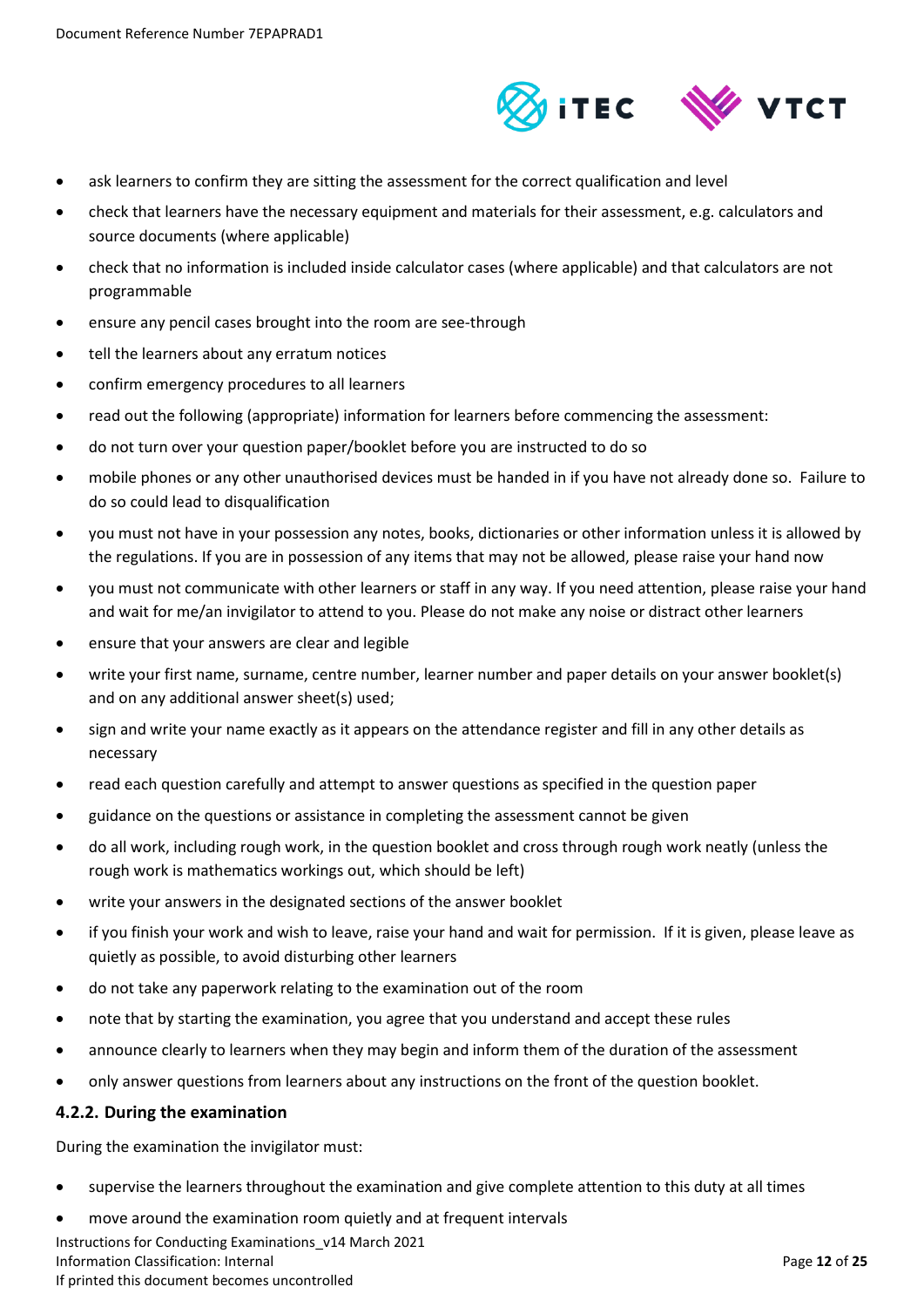- ask learners to confirm they are sitting the assessment for the correct qualification and level
- check that learners have the necessary equipment and materials for their assessment, e.g. calculators and source documents (where applicable)
- check that no information is included inside calculator cases (where applicable) and that calculators are not programmable
- ensure any pencil cases brought into the room are see-through
- tell the learners about any erratum notices
- confirm emergency procedures to all learners
- read out the following (appropriate) information for learners before commencing the assessment:
- do not turn over your question paper/booklet before you are instructed to do so
- mobile phones or any other unauthorised devices must be handed in if you have not already done so. Failure to do so could lead to disqualification
- you must not have in your possession any notes, books, dictionaries or other information unless it is allowed by the regulations. If you are in possession of any items that may not be allowed, please raise your hand now
- you must not communicate with other learners or staff in any way. If you need attention, please raise your hand and wait for me/an invigilator to attend to you. Please do not make any noise or distract other learners
- ensure that your answers are clear and legible
- write your first name, surname, centre number, learner number and paper details on your answer booklet(s) and on any additional answer sheet(s) used;
- sign and write your name exactly as it appears on the attendance register and fill in any other details as necessary
- read each question carefully and attempt to answer questions as specified in the question paper
- guidance on the questions or assistance in completing the assessment cannot be given
- do all work, including rough work, in the question booklet and cross through rough work neatly (unless the rough work is mathematics workings out, which should be left)
- write your answers in the designated sections of the answer booklet
- if you finish your work and wish to leave, raise your hand and wait for permission. If it is given, please leave as quietly as possible, to avoid disturbing other learners
- do not take any paperwork relating to the examination out of the room
- note that by starting the examination, you agree that you understand and accept these rules
- announce clearly to learners when they may begin and inform them of the duration of the assessment
- only answer questions from learners about any instructions on the front of the question booklet.

#### 4.2.2. During the examination

During the examination the invigilator must:

- supervise the learners throughout the examination and give complete attention to this duty at all times
- move around the examination room quietly and at frequent intervals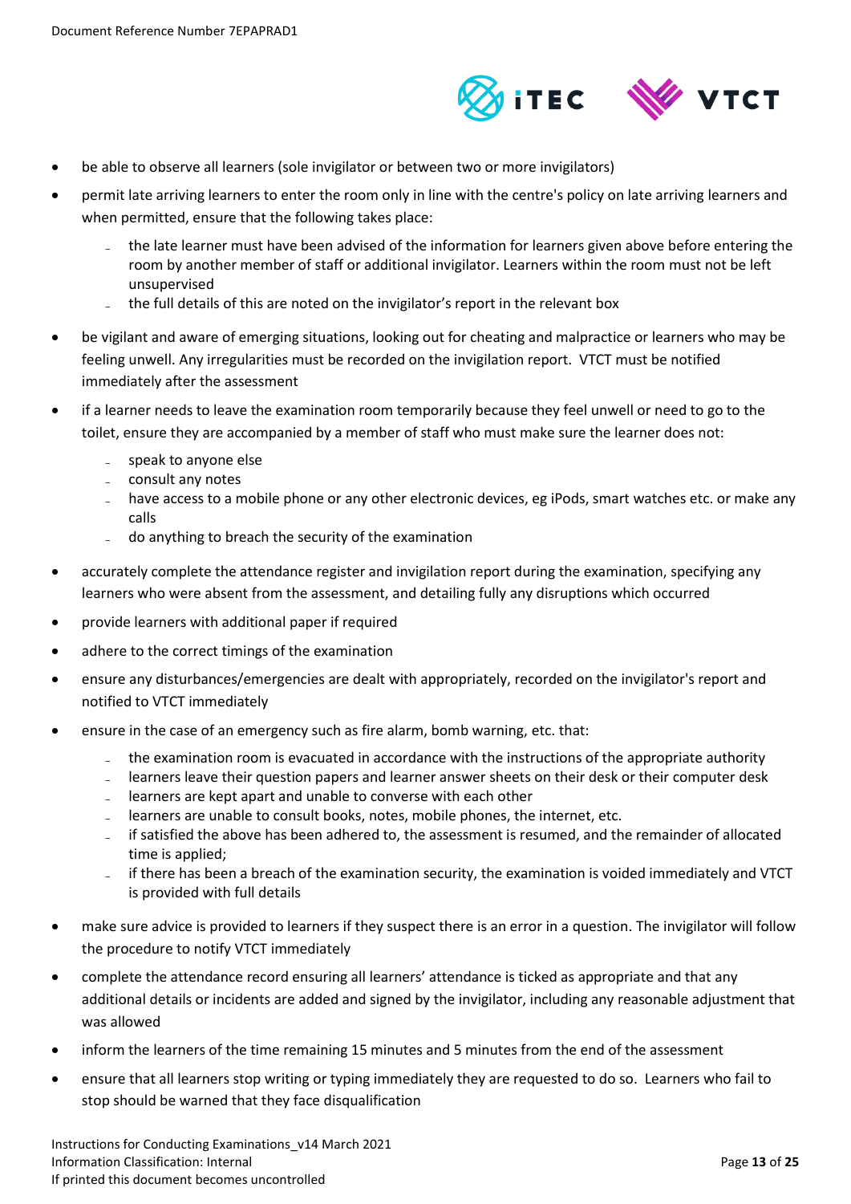- be able to observe all learners (sole invigilator or between two or more invigilators)
- permit late arriving learners to enter the room only in line with the centre's policy on late arriving learners and when permitted, ensure that the following takes place:
  - the late learner must have been advised of the information for learners given above before entering the room by another member of staff or additional invigilator. Learners within the room must not be left unsupervised
  - the full details of this are noted on the invigilator's report in the relevant box
- be vigilant and aware of emerging situations, looking out for cheating and malpractice or learners who may be feeling unwell. Any irregularities must be recorded on the invigilation report. VTCT must be notified immediately after the assessment
- if a learner needs to leave the examination room temporarily because they feel unwell or need to go to the toilet, ensure they are accompanied by a member of staff who must make sure the learner does not:
  - speak to anyone else
  - consult any notes
  - have access to a mobile phone or any other electronic devices, eg iPods, smart watches etc. or make any calls
  - do anything to breach the security of the examination
- accurately complete the attendance register and invigilation report during the examination, specifying any learners who were absent from the assessment, and detailing fully any disruptions which occurred
- provide learners with additional paper if required
- adhere to the correct timings of the examination
- ensure any disturbances/emergencies are dealt with appropriately, recorded on the invigilator's report and notified to VTCT immediately
- ensure in the case of an emergency such as fire alarm, bomb warning, etc. that:
  - the examination room is evacuated in accordance with the instructions of the appropriate authority
  - learners leave their question papers and learner answer sheets on their desk or their computer desk
  - learners are kept apart and unable to converse with each other
  - learners are unable to consult books, notes, mobile phones, the internet, etc.
  - if satisfied the above has been adhered to, the assessment is resumed, and the remainder of allocated time is applied;
  - if there has been a breach of the examination security, the examination is voided immediately and VTCT is provided with full details
- make sure advice is provided to learners if they suspect there is an error in a question. The invigilator will follow the procedure to notify VTCT immediately
- complete the attendance record ensuring all learners' attendance is ticked as appropriate and that any additional details or incidents are added and signed by the invigilator, including any reasonable adjustment that was allowed
- inform the learners of the time remaining 15 minutes and 5 minutes from the end of the assessment
- ensure that all learners stop writing or typing immediately they are requested to do so. Learners who fail to stop should be warned that they face disqualification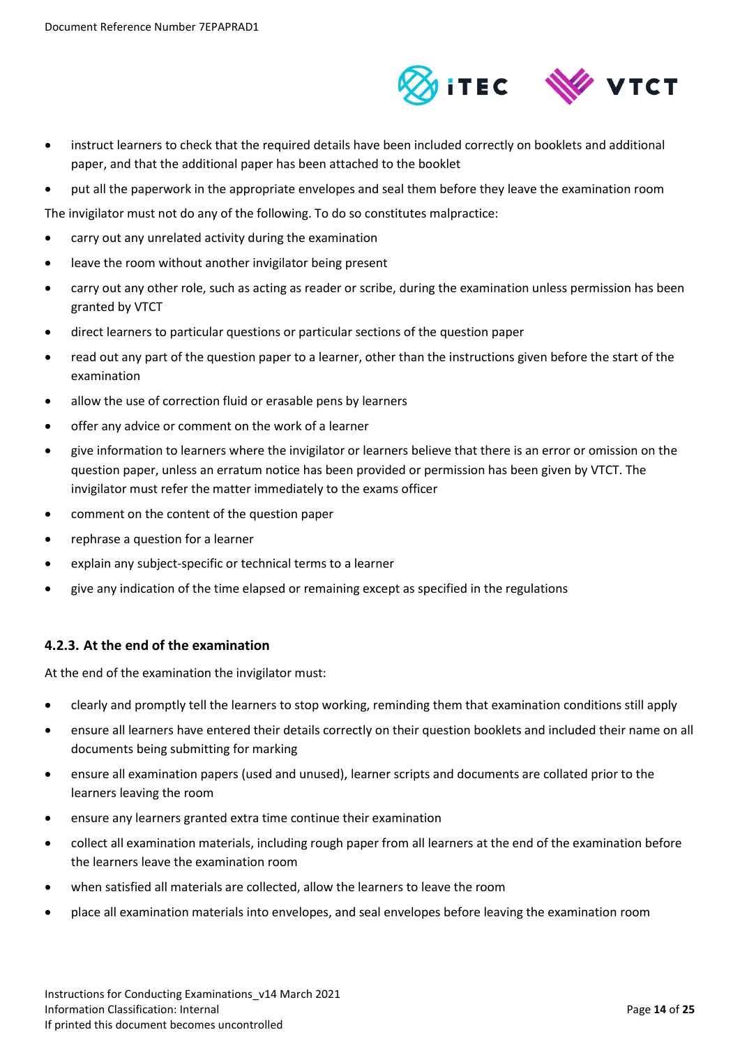- instruct learners to check that the required details have been included correctly on booklets and additional paper, and that the additional paper has been attached to the booklet
- put all the paperwork in the appropriate envelopes and seal them before they leave the examination room

The invigilator must not do any of the following. To do so constitutes malpractice:

- carry out any unrelated activity during the examination
- leave the room without another invigilator being present
- carry out any other role, such as acting as reader or scribe, during the examination unless permission has been granted by VTCT
- direct learners to particular questions or particular sections of the question paper
- read out any part of the question paper to a learner, other than the instructions given before the start of the examination
- allow the use of correction fluid or erasable pens by learners
- offer any advice or comment on the work of a learner
- give information to learners where the invigilator or learners believe that there is an error or omission on the question paper, unless an erratum notice has been provided or permission has been given by VTCT. The invigilator must refer the matter immediately to the exams officer
- comment on the content of the question paper
- rephrase a question for a learner
- explain any subject-specific or technical terms to a learner
- give any indication of the time elapsed or remaining except as specified in the regulations

### 4.2.3. At the end of the examination

At the end of the examination the invigilator must:

- clearly and promptly tell the learners to stop working, reminding them that examination conditions still apply
- ensure all learners have entered their details correctly on their question booklets and included their name on all documents being submitting for marking
- ensure all examination papers (used and unused), learner scripts and documents are collated prior to the learners leaving the room
- ensure any learners granted extra time continue their examination
- collect all examination materials, including rough paper from all learners at the end of the examination before the learners leave the examination room
- when satisfied all materials are collected, allow the learners to leave the room
- place all examination materials into envelopes, and seal envelopes before leaving the examination room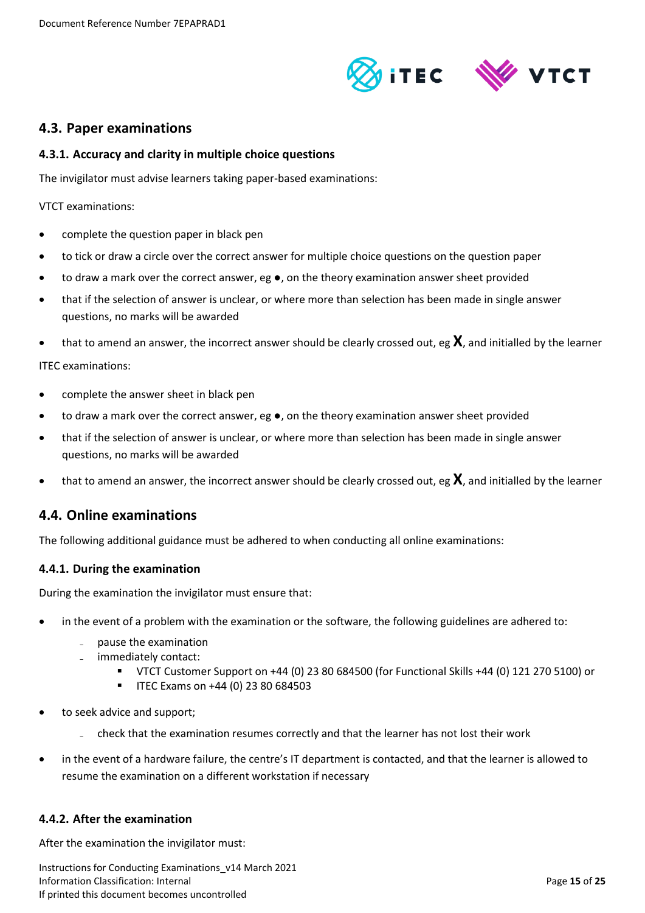## 4.3. Paper examinations

### 4.3.1. Accuracy and clarity in multiple choice questions

The invigilator must advise learners taking paper-based examinations:

VTCT examinations:

- complete the question paper in black pen
- to tick or draw a circle over the correct answer for multiple choice questions on the question paper
- to draw a mark over the correct answer, eg ●, on the theory examination answer sheet provided
- that if the selection of answer is unclear, or where more than selection has been made in single answer questions, no marks will be awarded
- that to amend an answer, the incorrect answer should be clearly crossed out, eg **X**, and initialled by the learner

ITEC examinations:

- complete the answer sheet in black pen
- to draw a mark over the correct answer, eg ●, on the theory examination answer sheet provided
- that if the selection of answer is unclear, or where more than selection has been made in single answer questions, no marks will be awarded
- that to amend an answer, the incorrect answer should be clearly crossed out, eg **X**, and initialled by the learner

## 4.4. Online examinations

The following additional guidance must be adhered to when conducting all online examinations:

### 4.4.1. During the examination

During the examination the invigilator must ensure that:

- in the event of a problem with the examination or the software, the following guidelines are adhered to:
  - pause the examination
  - immediately contact:
    - VTCT Customer Support on +44 (0) 23 80 684500 (for Functional Skills +44 (0) 121 270 5100) or
    - ITEC Exams on +44 (0) 23 80 684503
- to seek advice and support;
  - check that the examination resumes correctly and that the learner has not lost their work
- in the event of a hardware failure, the centre's IT department is contacted, and that the learner is allowed to resume the examination on a different workstation if necessary

### 4.4.2. After the examination

After the examination the invigilator must: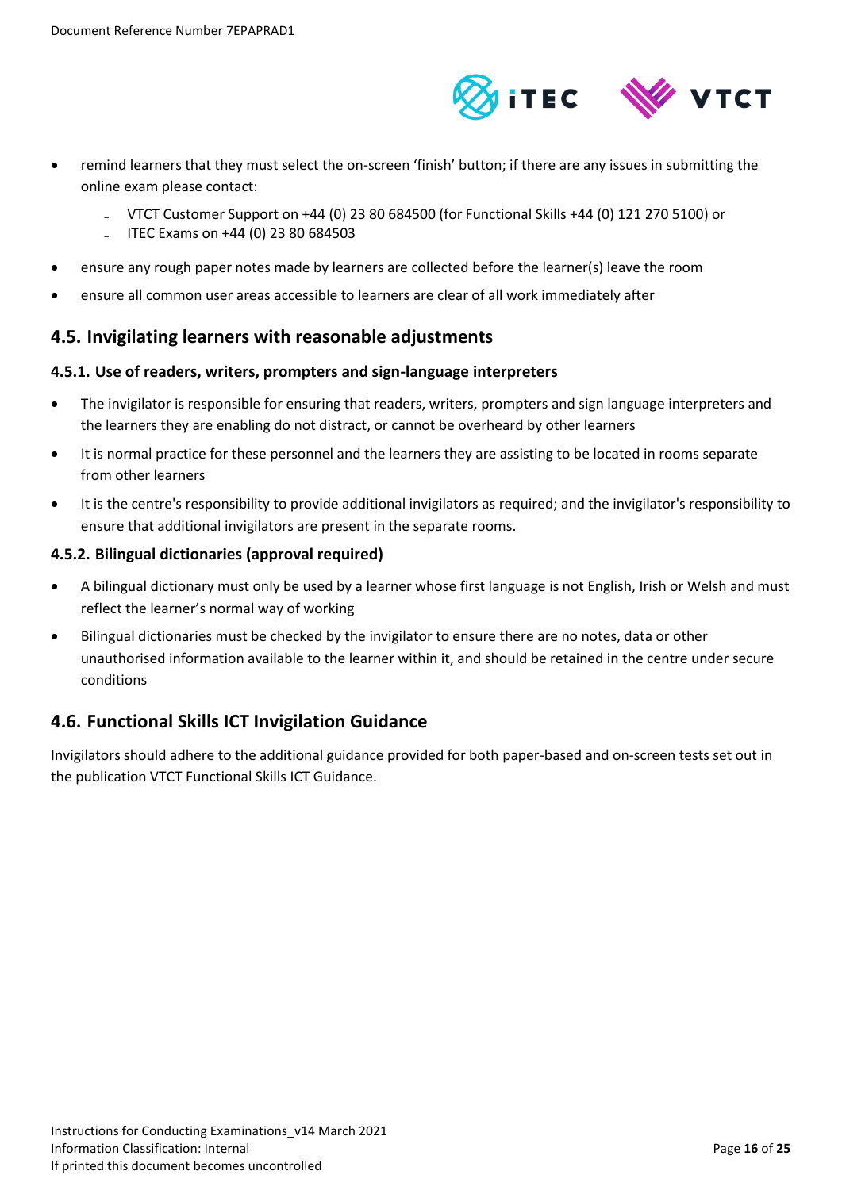- remind learners that they must select the on-screen 'finish' button; if there are any issues in submitting the online exam please contact:
    - VTCT Customer Support on +44 (0) 23 80 684500 (for Functional Skills +44 (0) 121 270 5100) or
    - ITEC Exams on +44 (0) 23 80 684503
- ensure any rough paper notes made by learners are collected before the learner(s) leave the room
- ensure all common user areas accessible to learners are clear of all work immediately after

## 4.5. Invigilating learners with reasonable adjustments

### 4.5.1. Use of readers, writers, prompters and sign-language interpreters

- The invigilator is responsible for ensuring that readers, writers, prompters and sign language interpreters and the learners they are enabling do not distract, or cannot be overheard by other learners
- It is normal practice for these personnel and the learners they are assisting to be located in rooms separate from other learners
- It is the centre's responsibility to provide additional invigilators as required; and the invigilator's responsibility to ensure that additional invigilators are present in the separate rooms.

### 4.5.2. Bilingual dictionaries (approval required)

- A bilingual dictionary must only be used by a learner whose first language is not English, Irish or Welsh and must reflect the learner's normal way of working
- Bilingual dictionaries must be checked by the invigilator to ensure there are no notes, data or other unauthorised information available to the learner within it, and should be retained in the centre under secure conditions

## 4.6. Functional Skills ICT Invigilation Guidance

Invigilators should adhere to the additional guidance provided for both paper-based and on-screen tests set out in the publication VTCT Functional Skills ICT Guidance.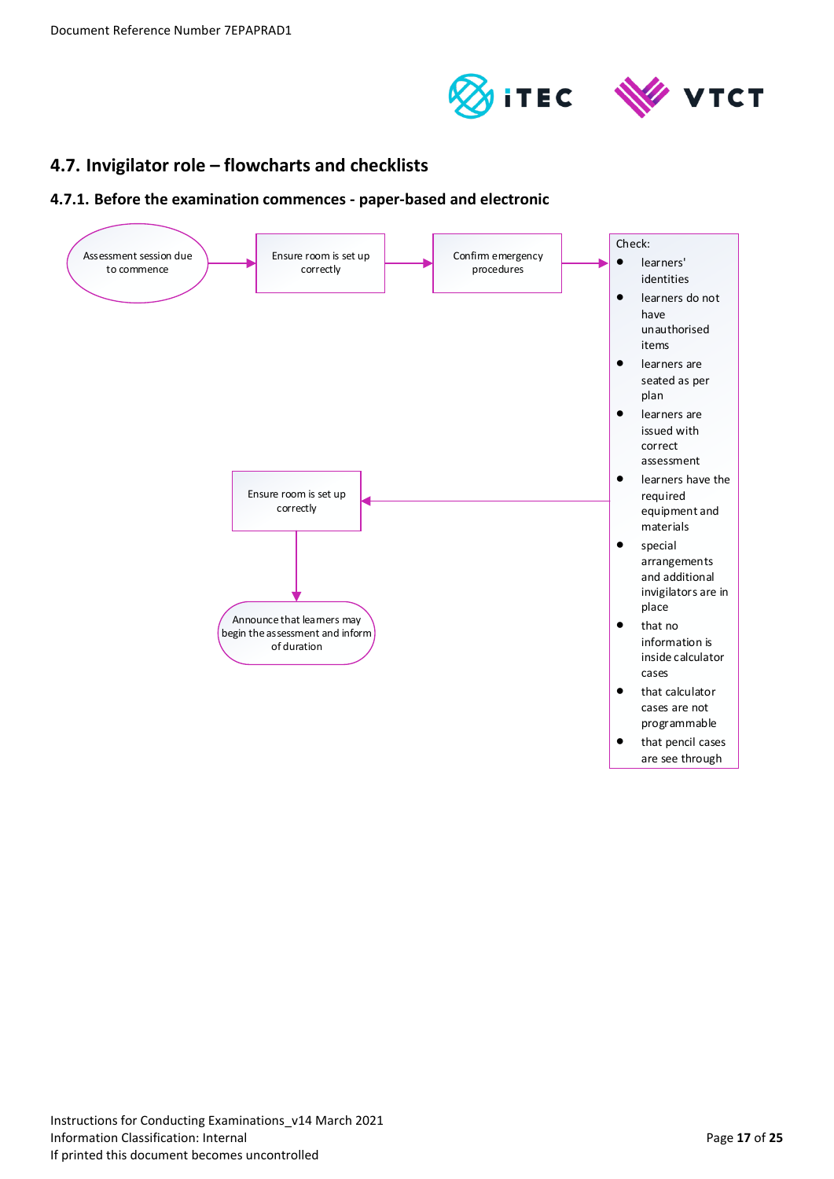## 4.7. Invigilator role – flowcharts and checklists

### 4.7.1. Before the examination commences - paper-based and electronic

Assessment session due to commence → Ensure room is set up correctly → Confirm emergency procedures → Check:

- learners' identities
- learners do not have unauthorised items
- learners are seated as per plan
- learners are issued with correct assessment
- learners have the required equipment and materials
- special arrangements and additional invigilators are in place
- that no information is inside calculator cases
- that calculator cases are not programmable
- that pencil cases are see through

→ Ensure room is set up correctly → Announce that learners may begin the assessment and inform of duration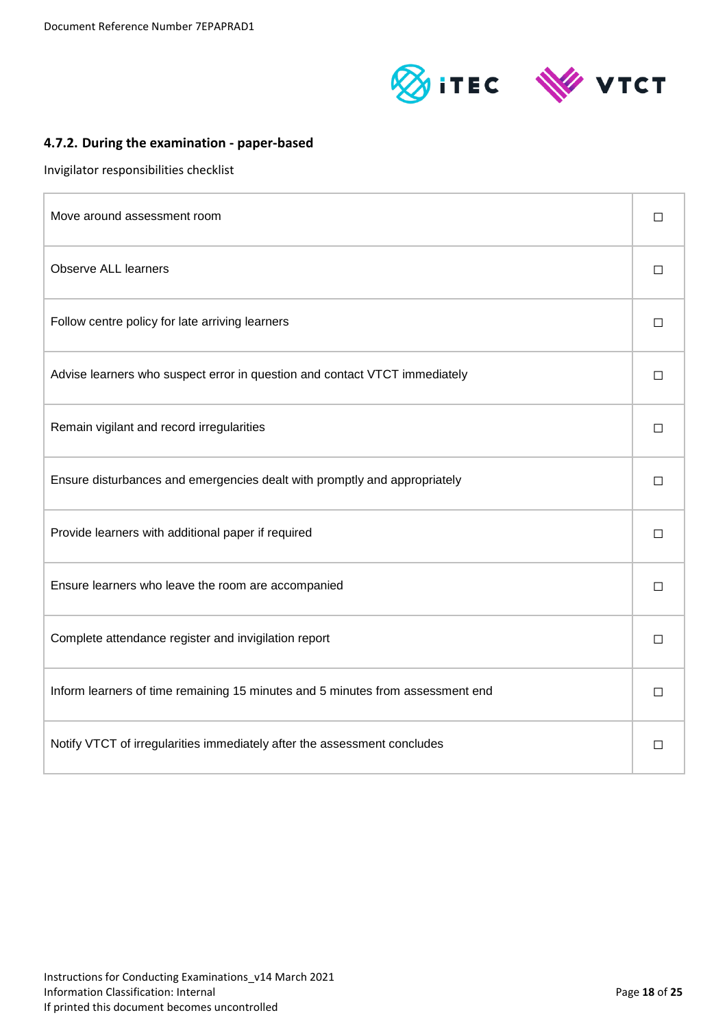#### 4.7.2. During the examination - paper-based

Invigilator responsibilities checklist

| | |
|---|---|
| Move around assessment room | ☐ |
| Observe ALL learners | ☐ |
| Follow centre policy for late arriving learners | ☐ |
| Advise learners who suspect error in question and contact VTCT immediately | ☐ |
| Remain vigilant and record irregularities | ☐ |
| Ensure disturbances and emergencies dealt with promptly and appropriately | ☐ |
| Provide learners with additional paper if required | ☐ |
| Ensure learners who leave the room are accompanied | ☐ |
| Complete attendance register and invigilation report | ☐ |
| Inform learners of time remaining 15 minutes and 5 minutes from assessment end | ☐ |
| Notify VTCT of irregularities immediately after the assessment concludes | ☐ |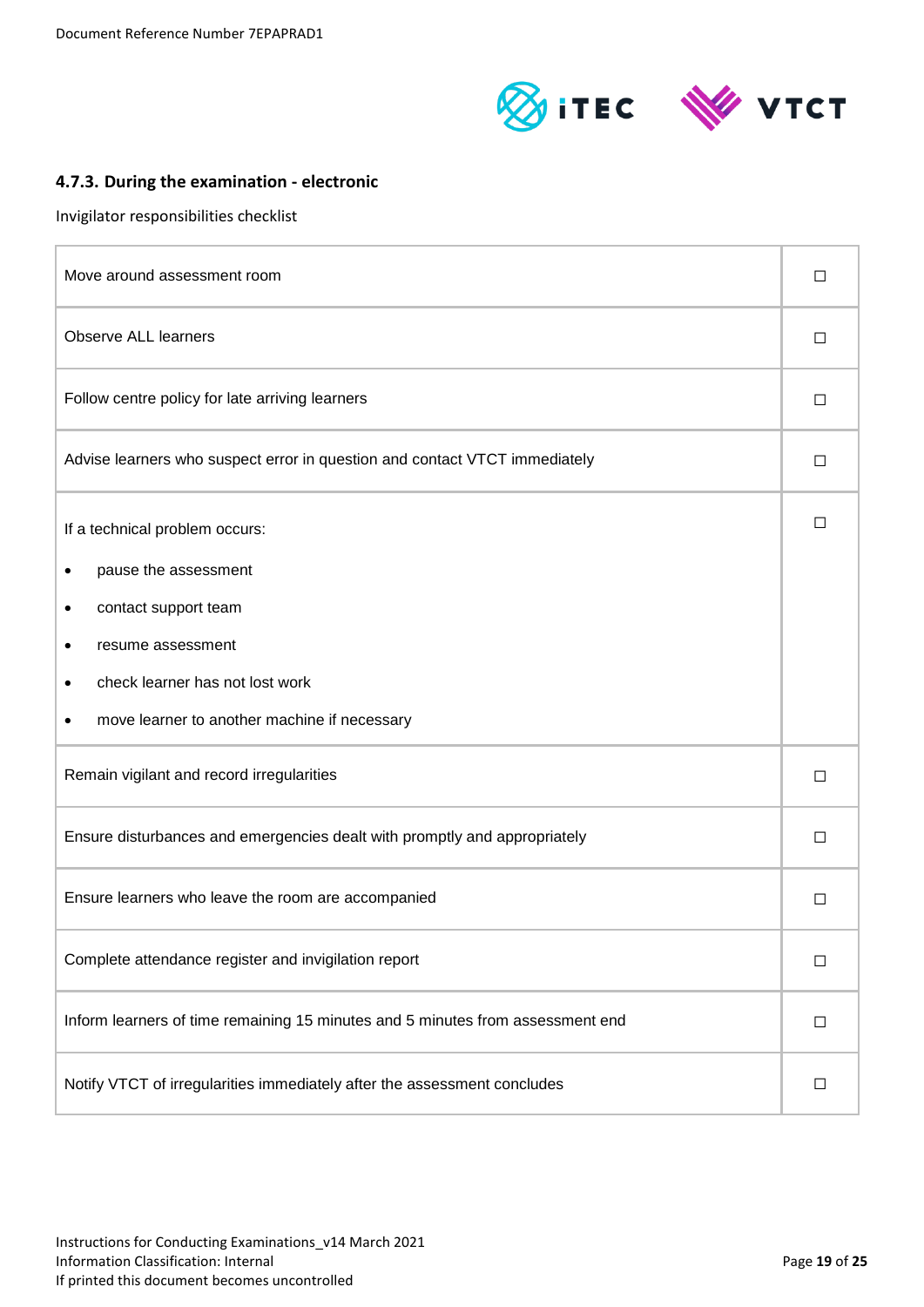### 4.7.3. During the examination - electronic

Invigilator responsibilities checklist

| | |
|---|---|
| Move around assessment room | ☐ |
| Observe ALL learners | ☐ |
| Follow centre policy for late arriving learners | ☐ |
| Advise learners who suspect error in question and contact VTCT immediately | ☐ |
| If a technical problem occurs:<br>• pause the assessment<br>• contact support team<br>• resume assessment<br>• check learner has not lost work<br>• move learner to another machine if necessary | ☐ |
| Remain vigilant and record irregularities | ☐ |
| Ensure disturbances and emergencies dealt with promptly and appropriately | ☐ |
| Ensure learners who leave the room are accompanied | ☐ |
| Complete attendance register and invigilation report | ☐ |
| Inform learners of time remaining 15 minutes and 5 minutes from assessment end | ☐ |
| Notify VTCT of irregularities immediately after the assessment concludes | ☐ |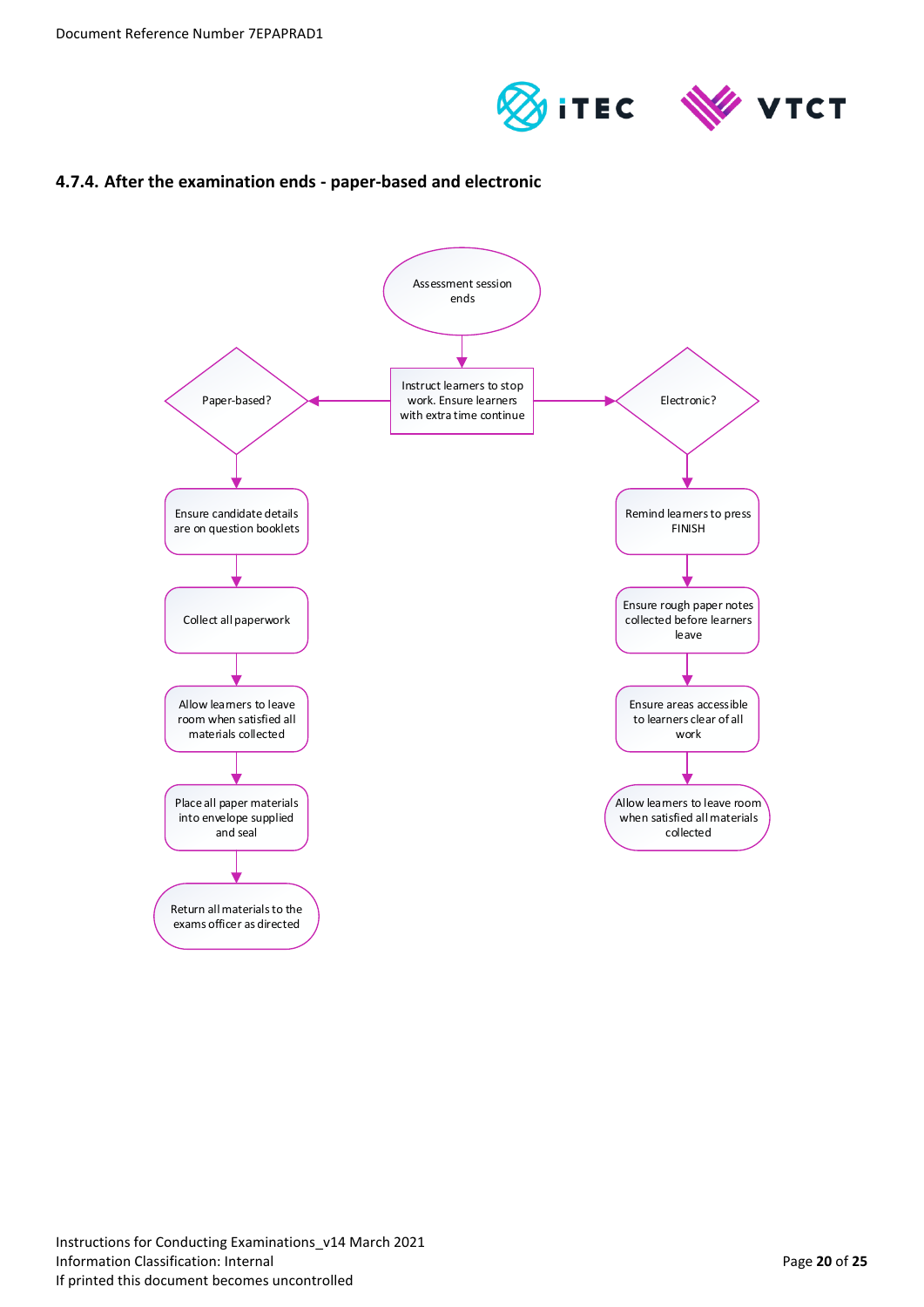#### 4.7.4. After the examination ends - paper-based and electronic

Assessment session ends

Instruct learners to stop work. Ensure learners with extra time continue

Paper-based?

Ensure candidate details are on question booklets

Collect all paperwork

Allow learners to leave room when satisfied all materials collected

Place all paper materials into envelope supplied and seal

Return all materials to the exams officer as directed

Electronic?

Remind learners to press FINISH

Ensure rough paper notes collected before learners leave

Ensure areas accessible to learners clear of all work

Allow learners to leave room when satisfied all materials collected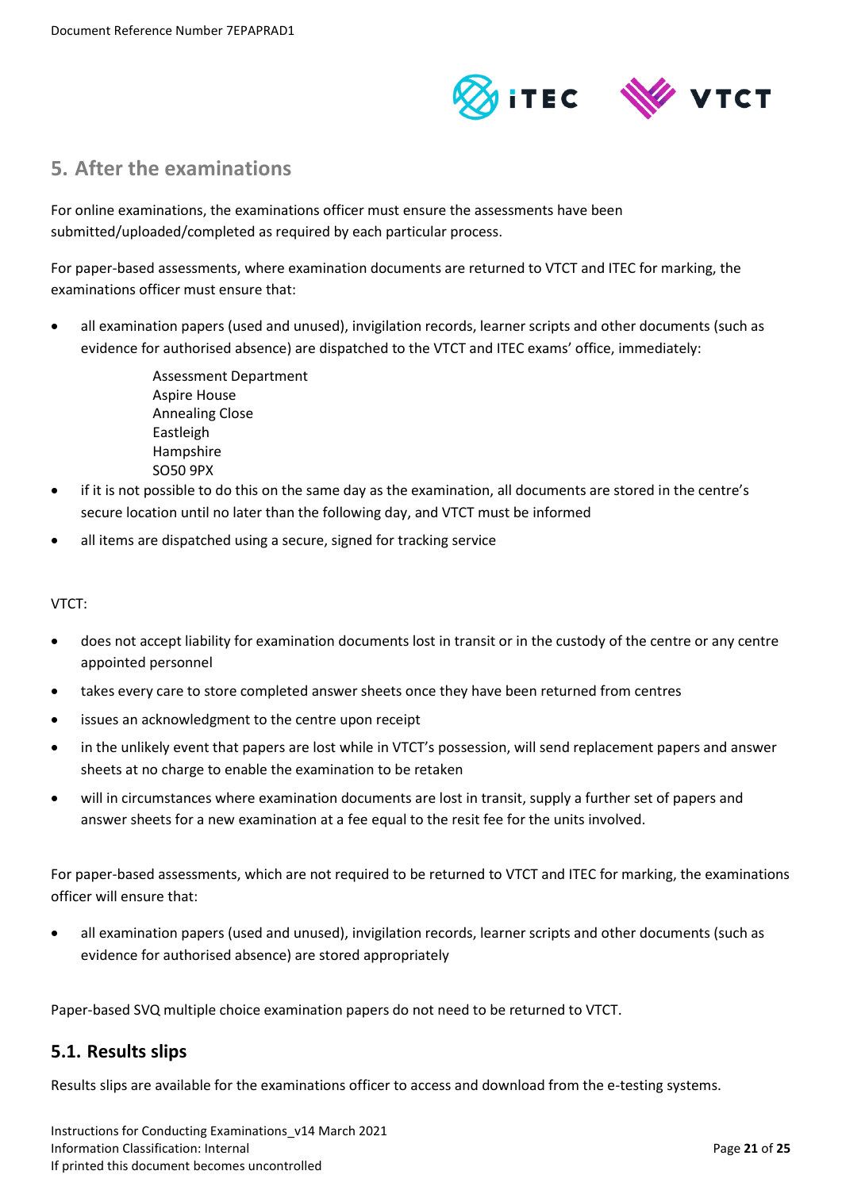## 5. After the examinations

For online examinations, the examinations officer must ensure the assessments have been submitted/uploaded/completed as required by each particular process.

For paper-based assessments, where examination documents are returned to VTCT and ITEC for marking, the examinations officer must ensure that:

- all examination papers (used and unused), invigilation records, learner scripts and other documents (such as evidence for authorised absence) are dispatched to the VTCT and ITEC exams' office, immediately:

  Assessment Department  
  Aspire House  
  Annealing Close  
  Eastleigh  
  Hampshire  
  SO50 9PX

- if it is not possible to do this on the same day as the examination, all documents are stored in the centre's secure location until no later than the following day, and VTCT must be informed
- all items are dispatched using a secure, signed for tracking service

VTCT:

- does not accept liability for examination documents lost in transit or in the custody of the centre or any centre appointed personnel
- takes every care to store completed answer sheets once they have been returned from centres
- issues an acknowledgment to the centre upon receipt
- in the unlikely event that papers are lost while in VTCT's possession, will send replacement papers and answer sheets at no charge to enable the examination to be retaken
- will in circumstances where examination documents are lost in transit, supply a further set of papers and answer sheets for a new examination at a fee equal to the resit fee for the units involved.

For paper-based assessments, which are not required to be returned to VTCT and ITEC for marking, the examinations officer will ensure that:

- all examination papers (used and unused), invigilation records, learner scripts and other documents (such as evidence for authorised absence) are stored appropriately

Paper-based SVQ multiple choice examination papers do not need to be returned to VTCT.

### 5.1. Results slips

Results slips are available for the examinations officer to access and download from the e-testing systems.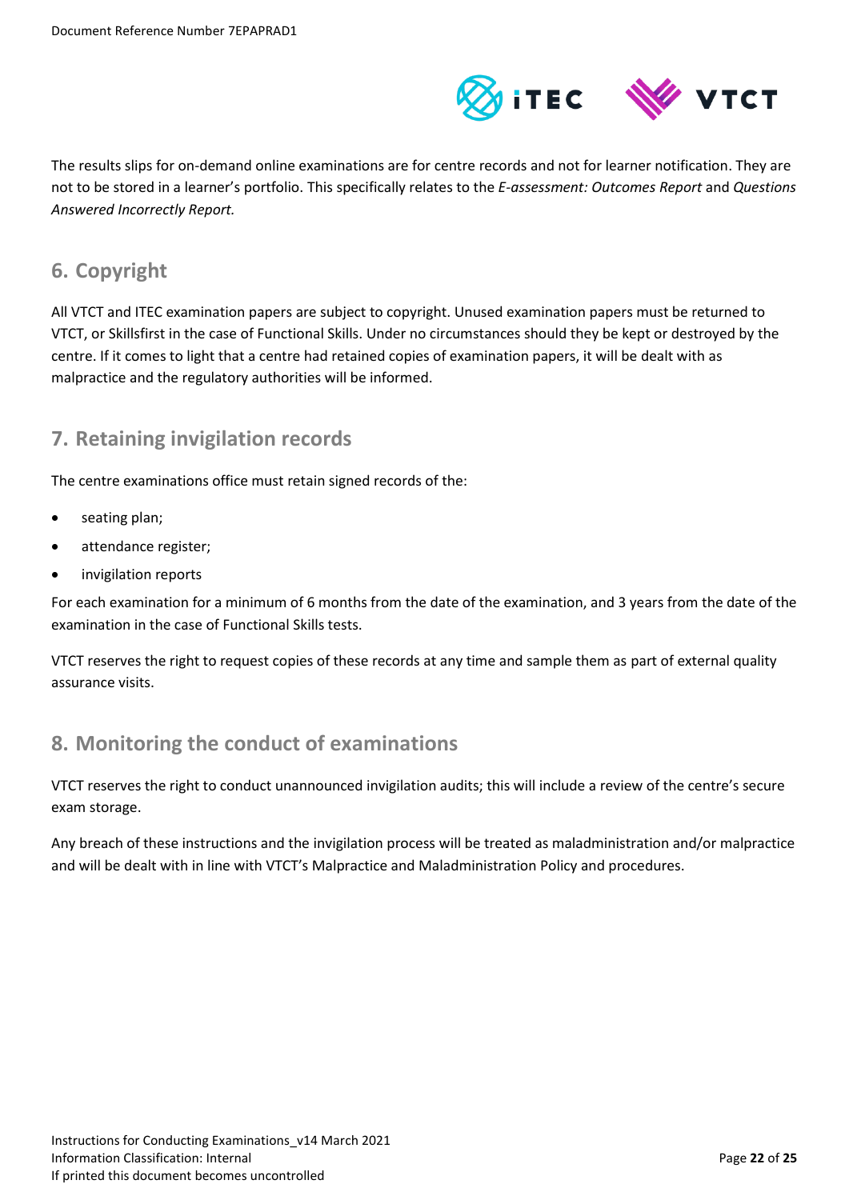The results slips for on-demand online examinations are for centre records and not for learner notification. They are not to be stored in a learner's portfolio. This specifically relates to the *E-assessment: Outcomes Report* and *Questions Answered Incorrectly Report.*

## 6. Copyright

All VTCT and ITEC examination papers are subject to copyright. Unused examination papers must be returned to VTCT, or Skillsfirst in the case of Functional Skills. Under no circumstances should they be kept or destroyed by the centre. If it comes to light that a centre had retained copies of examination papers, it will be dealt with as malpractice and the regulatory authorities will be informed.

## 7. Retaining invigilation records

The centre examinations office must retain signed records of the:

- seating plan;
- attendance register;
- invigilation reports

For each examination for a minimum of 6 months from the date of the examination, and 3 years from the date of the examination in the case of Functional Skills tests.

VTCT reserves the right to request copies of these records at any time and sample them as part of external quality assurance visits.

## 8. Monitoring the conduct of examinations

VTCT reserves the right to conduct unannounced invigilation audits; this will include a review of the centre's secure exam storage.

Any breach of these instructions and the invigilation process will be treated as maladministration and/or malpractice and will be dealt with in line with VTCT's Malpractice and Maladministration Policy and procedures.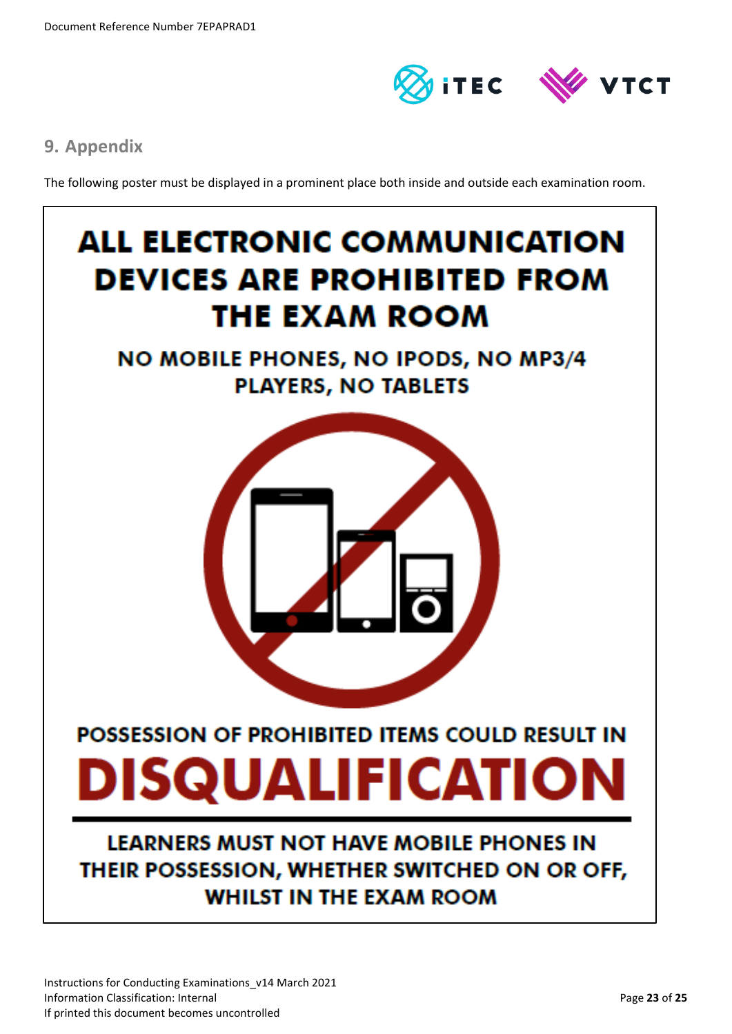## 9. Appendix

The following poster must be displayed in a prominent place both inside and outside each examination room.

# ALL ELECTRONIC COMMUNICATION DEVICES ARE PROHIBITED FROM THE EXAM ROOM

**NO MOBILE PHONES, NO IPODS, NO MP3/4 PLAYERS, NO TABLETS**

**POSSESSION OF PROHIBITED ITEMS COULD RESULT IN**

# DISQUALIFICATION

---

**LEARNERS MUST NOT HAVE MOBILE PHONES IN THEIR POSSESSION, WHETHER SWITCHED ON OR OFF, WHILST IN THE EXAM ROOM**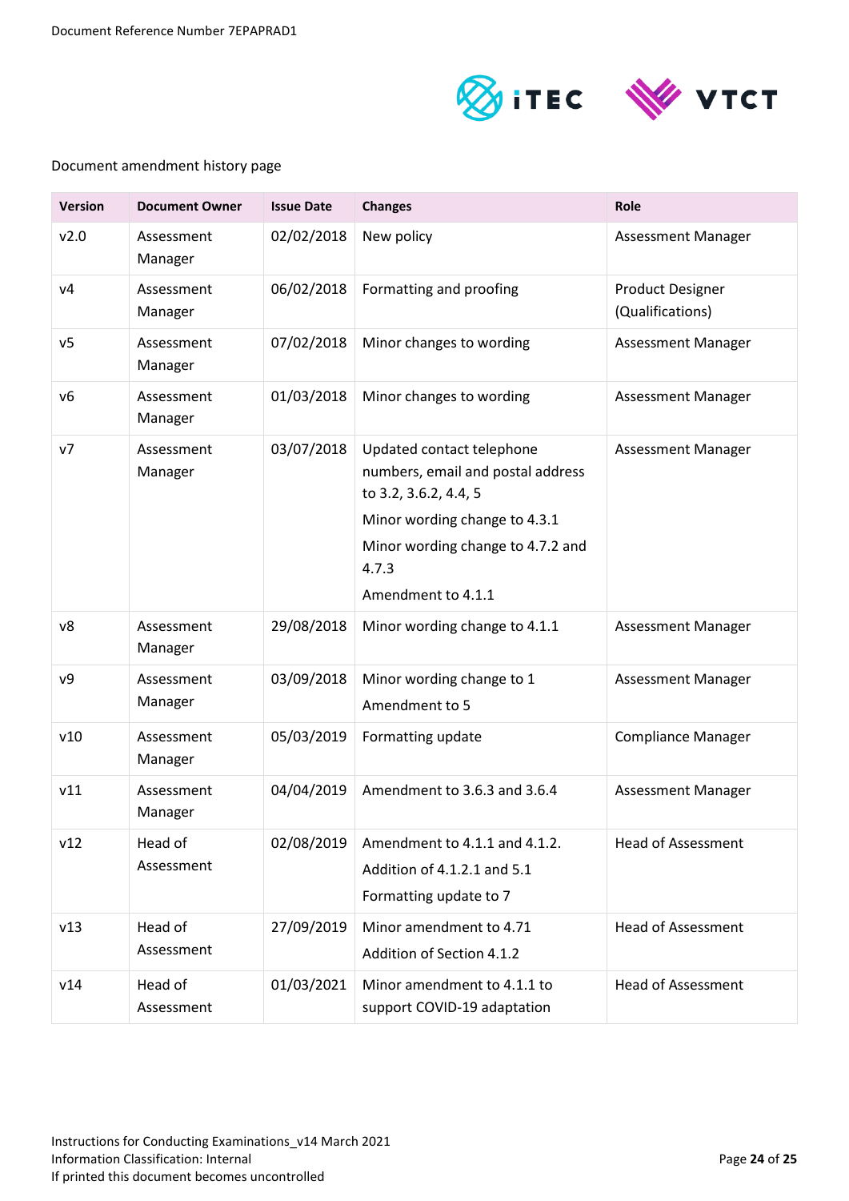Document amendment history page

| Version | Document Owner | Issue Date | Changes | Role |
|---|---|---|---|---|
| v2.0 | Assessment Manager | 02/02/2018 | New policy | Assessment Manager |
| v4 | Assessment Manager | 06/02/2018 | Formatting and proofing | Product Designer (Qualifications) |
| v5 | Assessment Manager | 07/02/2018 | Minor changes to wording | Assessment Manager |
| v6 | Assessment Manager | 01/03/2018 | Minor changes to wording | Assessment Manager |
| v7 | Assessment Manager | 03/07/2018 | Updated contact telephone numbers, email and postal address to 3.2, 3.6.2, 4.4, 5<br>Minor wording change to 4.3.1<br>Minor wording change to 4.7.2 and 4.7.3<br>Amendment to 4.1.1 | Assessment Manager |
| v8 | Assessment Manager | 29/08/2018 | Minor wording change to 4.1.1 | Assessment Manager |
| v9 | Assessment Manager | 03/09/2018 | Minor wording change to 1<br>Amendment to 5 | Assessment Manager |
| v10 | Assessment Manager | 05/03/2019 | Formatting update | Compliance Manager |
| v11 | Assessment Manager | 04/04/2019 | Amendment to 3.6.3 and 3.6.4 | Assessment Manager |
| v12 | Head of Assessment | 02/08/2019 | Amendment to 4.1.1 and 4.1.2.<br>Addition of 4.1.2.1 and 5.1<br>Formatting update to 7 | Head of Assessment |
| v13 | Head of Assessment | 27/09/2019 | Minor amendment to 4.71<br>Addition of Section 4.1.2 | Head of Assessment |
| v14 | Head of Assessment | 01/03/2021 | Minor amendment to 4.1.1 to support COVID-19 adaptation | Head of Assessment |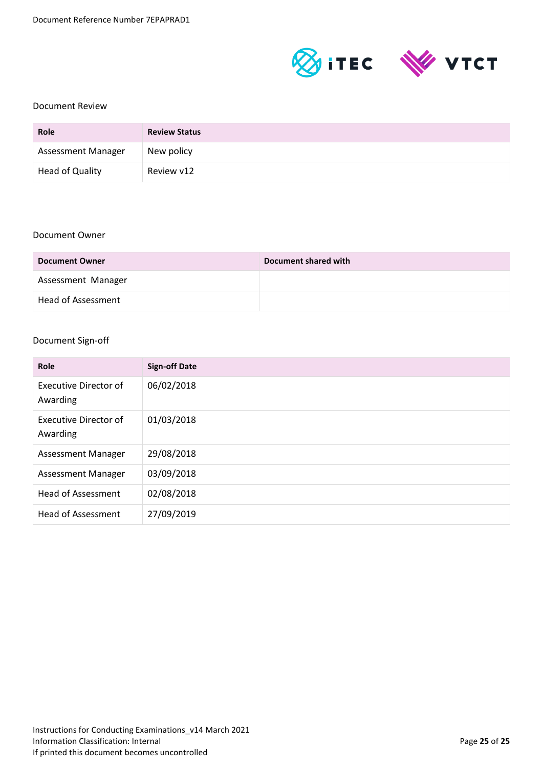Document Review

| Role | Review Status |
|---|---|
| Assessment Manager | New policy |
| Head of Quality | Review v12 |

Document Owner

| Document Owner | Document shared with |
|---|---|
| Assessment Manager | |
| Head of Assessment | |

Document Sign-off

| Role | Sign-off Date |
|---|---|
| Executive Director of Awarding | 06/02/2018 |
| Executive Director of Awarding | 01/03/2018 |
| Assessment Manager | 29/08/2018 |
| Assessment Manager | 03/09/2018 |
| Head of Assessment | 02/08/2018 |
| Head of Assessment | 27/09/2019 |